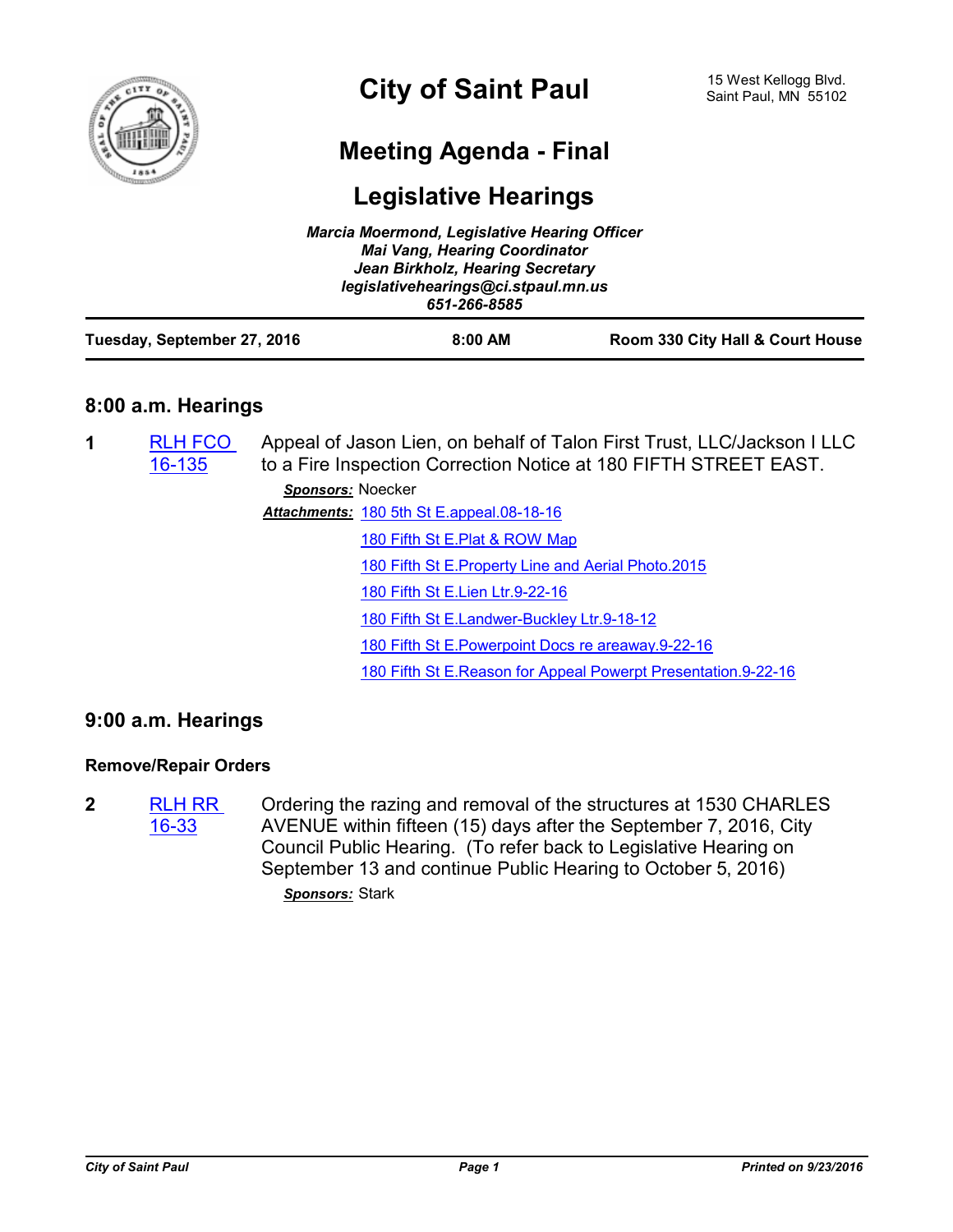# City of Saint Paul

15 West Kellogg Blvd.
Saint Paul, MN 55102

## Meeting Agenda - Final

## Legislative Hearings

*Marcia Moermond, Legislative Hearing Officer*
*Mai Vang, Hearing Coordinator*
*Jean Birkholz, Hearing Secretary*
*legislativehearings@ci.stpaul.mn.us*
*651-266-8585*

| Tuesday, September 27, 2016 | 8:00 AM | Room 330 City Hall & Court House |
|---|---|---|

### 8:00 a.m. Hearings

**1** RLH FCO 16-135 — Appeal of Jason Lien, on behalf of Talon First Trust, LLC/Jackson I LLC to a Fire Inspection Correction Notice at 180 FIFTH STREET EAST.

***Sponsors:*** Noecker

***Attachments:***
- 180 5th St E.appeal.08-18-16
- 180 Fifth St E.Plat & ROW Map
- 180 Fifth St E.Property Line and Aerial Photo.2015
- 180 Fifth St E.Lien Ltr.9-22-16
- 180 Fifth St E.Landwer-Buckley Ltr.9-18-12
- 180 Fifth St E.Powerpoint Docs re areaway.9-22-16
- 180 Fifth St E.Reason for Appeal Powerpt Presentation.9-22-16

### 9:00 a.m. Hearings

#### Remove/Repair Orders

**2** RLH RR 16-33 — Ordering the razing and removal of the structures at 1530 CHARLES AVENUE within fifteen (15) days after the September 7, 2016, City Council Public Hearing. (To refer back to Legislative Hearing on September 13 and continue Public Hearing to October 5, 2016)

***Sponsors:*** Stark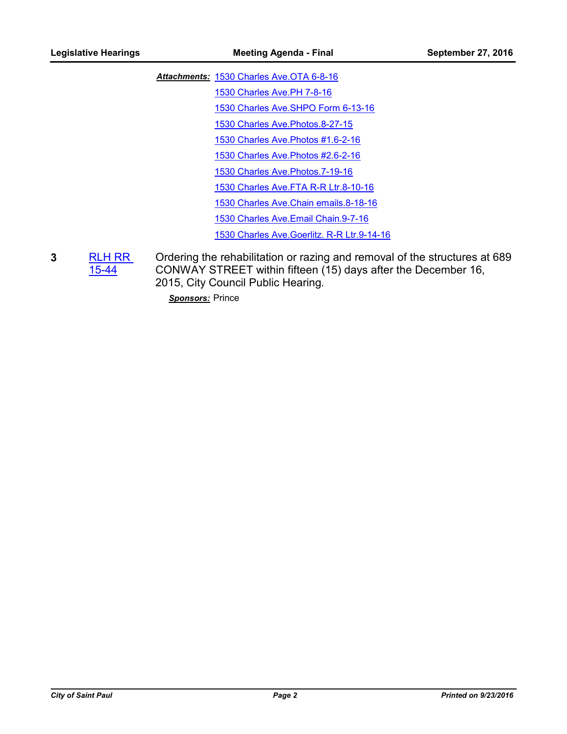***Attachments:*** 1530 Charles Ave.OTA 6-8-16
1530 Charles Ave.PH 7-8-16
1530 Charles Ave.SHPO Form 6-13-16
1530 Charles Ave.Photos.8-27-15
1530 Charles Ave.Photos #1.6-2-16
1530 Charles Ave.Photos #2.6-2-16
1530 Charles Ave.Photos.7-19-16
1530 Charles Ave.FTA R-R Ltr.8-10-16
1530 Charles Ave.Chain emails.8-18-16
1530 Charles Ave.Email Chain.9-7-16
1530 Charles Ave.Goerlitz. R-R Ltr.9-14-16

**3** RLH RR 15-44 Ordering the rehabilitation or razing and removal of the structures at 689 CONWAY STREET within fifteen (15) days after the December 16, 2015, City Council Public Hearing.

***Sponsors:*** Prince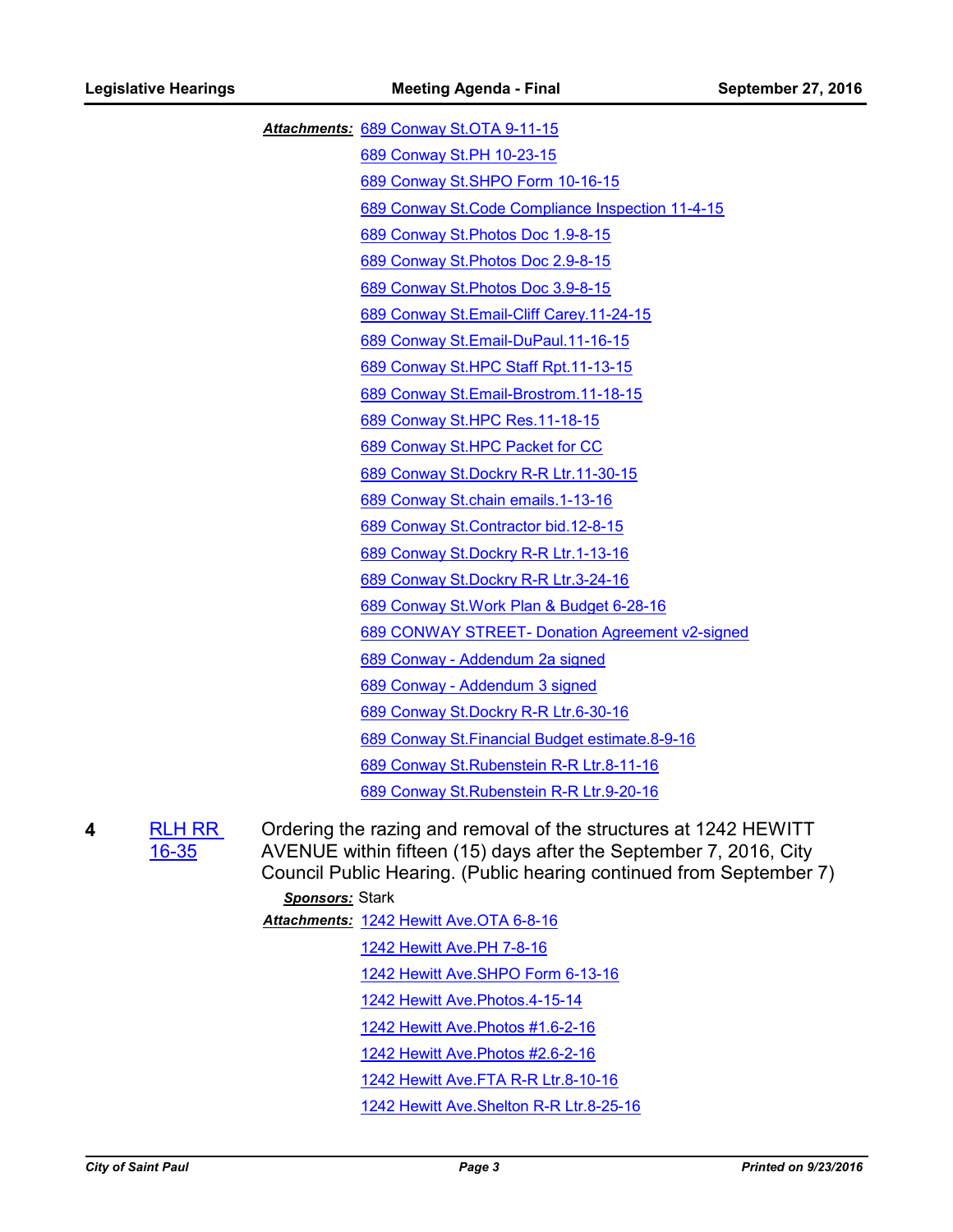**Attachments:** 689 Conway St.OTA 9-11-15
689 Conway St.PH 10-23-15
689 Conway St.SHPO Form 10-16-15
689 Conway St.Code Compliance Inspection 11-4-15
689 Conway St.Photos Doc 1.9-8-15
689 Conway St.Photos Doc 2.9-8-15
689 Conway St.Photos Doc 3.9-8-15
689 Conway St.Email-Cliff Carey.11-24-15
689 Conway St.Email-DuPaul.11-16-15
689 Conway St.HPC Staff Rpt.11-13-15
689 Conway St.Email-Brostrom.11-18-15
689 Conway St.HPC Res.11-18-15
689 Conway St.HPC Packet for CC
689 Conway St.Dockry R-R Ltr.11-30-15
689 Conway St.chain emails.1-13-16
689 Conway St.Contractor bid.12-8-15
689 Conway St.Dockry R-R Ltr.1-13-16
689 Conway St.Dockry R-R Ltr.3-24-16
689 Conway St.Work Plan & Budget 6-28-16
689 CONWAY STREET- Donation Agreement v2-signed
689 Conway - Addendum 2a signed
689 Conway - Addendum 3 signed
689 Conway St.Dockry R-R Ltr.6-30-16
689 Conway St.Financial Budget estimate.8-9-16
689 Conway St.Rubenstein R-R Ltr.8-11-16
689 Conway St.Rubenstein R-R Ltr.9-20-16

**4** RLH RR 16-35

Ordering the razing and removal of the structures at 1242 HEWITT AVENUE within fifteen (15) days after the September 7, 2016, City Council Public Hearing. (Public hearing continued from September 7)

**Sponsors:** Stark

**Attachments:** 1242 Hewitt Ave.OTA 6-8-16
1242 Hewitt Ave.PH 7-8-16
1242 Hewitt Ave.SHPO Form 6-13-16
1242 Hewitt Ave.Photos.4-15-14
1242 Hewitt Ave.Photos #1.6-2-16
1242 Hewitt Ave.Photos #2.6-2-16
1242 Hewitt Ave.FTA R-R Ltr.8-10-16
1242 Hewitt Ave.Shelton R-R Ltr.8-25-16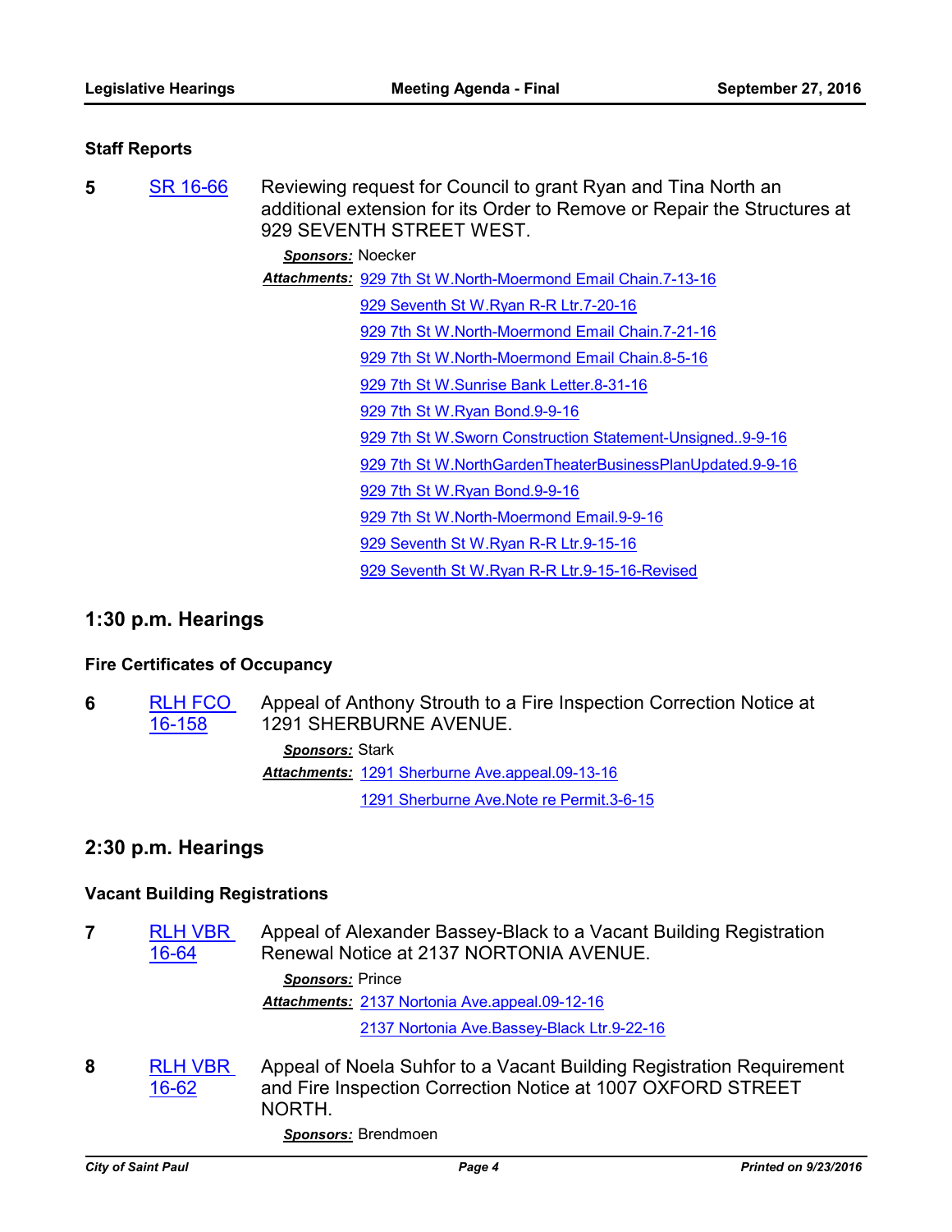### Staff Reports

**5** [SR 16-66] Reviewing request for Council to grant Ryan and Tina North an additional extension for its Order to Remove or Repair the Structures at 929 SEVENTH STREET WEST.

***Sponsors:*** Noecker

***Attachments:*** 929 7th St W.North-Moermond Email Chain.7-13-16
929 Seventh St W.Ryan R-R Ltr.7-20-16
929 7th St W.North-Moermond Email Chain.7-21-16
929 7th St W.North-Moermond Email Chain.8-5-16
929 7th St W.Sunrise Bank Letter.8-31-16
929 7th St W.Ryan Bond.9-9-16
929 7th St W.Sworn Construction Statement-Unsigned..9-9-16
929 7th St W.NorthGardenTheaterBusinessPlanUpdated.9-9-16
929 7th St W.Ryan Bond.9-9-16
929 7th St W.North-Moermond Email.9-9-16
929 Seventh St W.Ryan R-R Ltr.9-15-16
929 Seventh St W.Ryan R-R Ltr.9-15-16-Revised

## 1:30 p.m. Hearings

### Fire Certificates of Occupancy

**6** [RLH FCO 16-158] Appeal of Anthony Strouth to a Fire Inspection Correction Notice at 1291 SHERBURNE AVENUE.

***Sponsors:*** Stark

***Attachments:*** 1291 Sherburne Ave.appeal.09-13-16
1291 Sherburne Ave.Note re Permit.3-6-15

## 2:30 p.m. Hearings

### Vacant Building Registrations

**7** [RLH VBR 16-64] Appeal of Alexander Bassey-Black to a Vacant Building Registration Renewal Notice at 2137 NORTONIA AVENUE.

***Sponsors:*** Prince

***Attachments:*** 2137 Nortonia Ave.appeal.09-12-16
2137 Nortonia Ave.Bassey-Black Ltr.9-22-16

**8** [RLH VBR 16-62] Appeal of Noela Suhfor to a Vacant Building Registration Requirement and Fire Inspection Correction Notice at 1007 OXFORD STREET NORTH.

***Sponsors:*** Brendmoen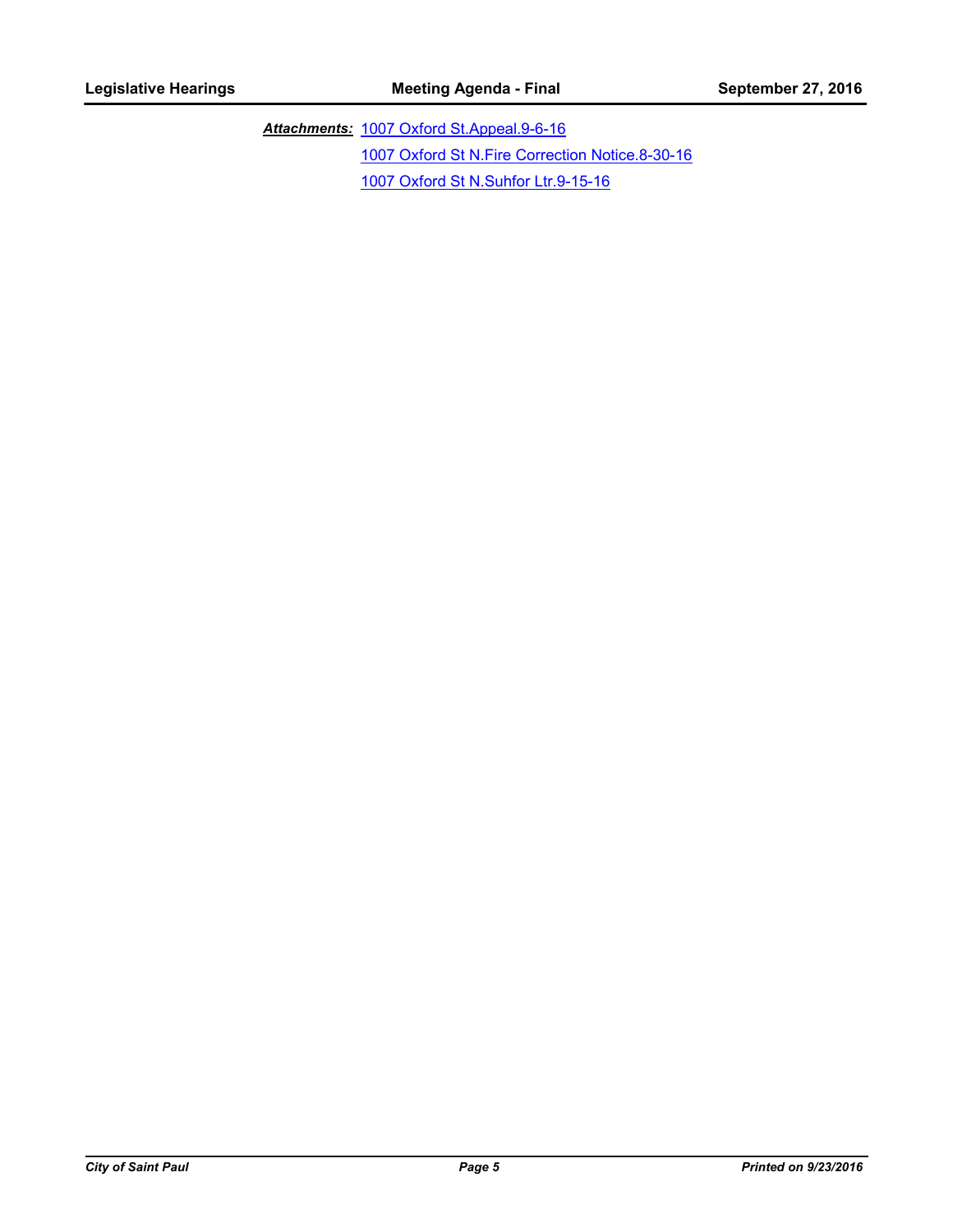***Attachments:*** 1007 Oxford St.Appeal.9-6-16

1007 Oxford St N.Fire Correction Notice.8-30-16

1007 Oxford St N.Suhfor Ltr.9-15-16